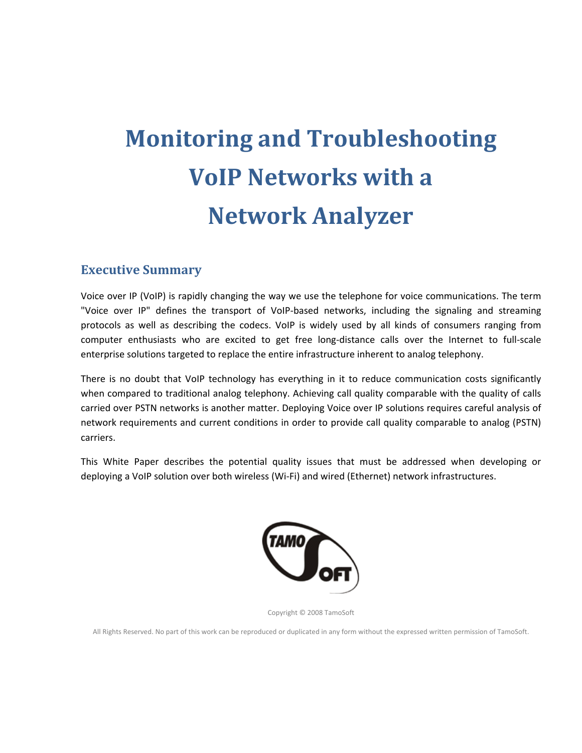# Monitoring and Troubleshooting VoIP Networks with a Network Analyzer

## Executive Summary

Voice over IP (VoIP) is rapidly changing the way we use the telephone for voice communications. The term "Voice over IP" defines the transport of VoIP-based networks, including the signaling and streaming protocols as well as describing the codecs. VoIP is widely used by all kinds of consumers ranging from computer enthusiasts who are excited to get free long-distance calls over the Internet to full-scale enterprise solutions targeted to replace the entire infrastructure inherent to analog telephony.

There is no doubt that VoIP technology has everything in it to reduce communication costs significantly when compared to traditional analog telephony. Achieving call quality comparable with the quality of calls carried over PSTN networks is another matter. Deploying Voice over IP solutions requires careful analysis of network requirements and current conditions in order to provide call quality comparable to analog (PSTN) carriers.

This White Paper describes the potential quality issues that must be addressed when developing or deploying a VoIP solution over both wireless (Wi-Fi) and wired (Ethernet) network infrastructures.

Copyright © 2008 TamoSoft

All Rights Reserved. No part of this work can be reproduced or duplicated in any form without the expressed written permission of TamoSoft.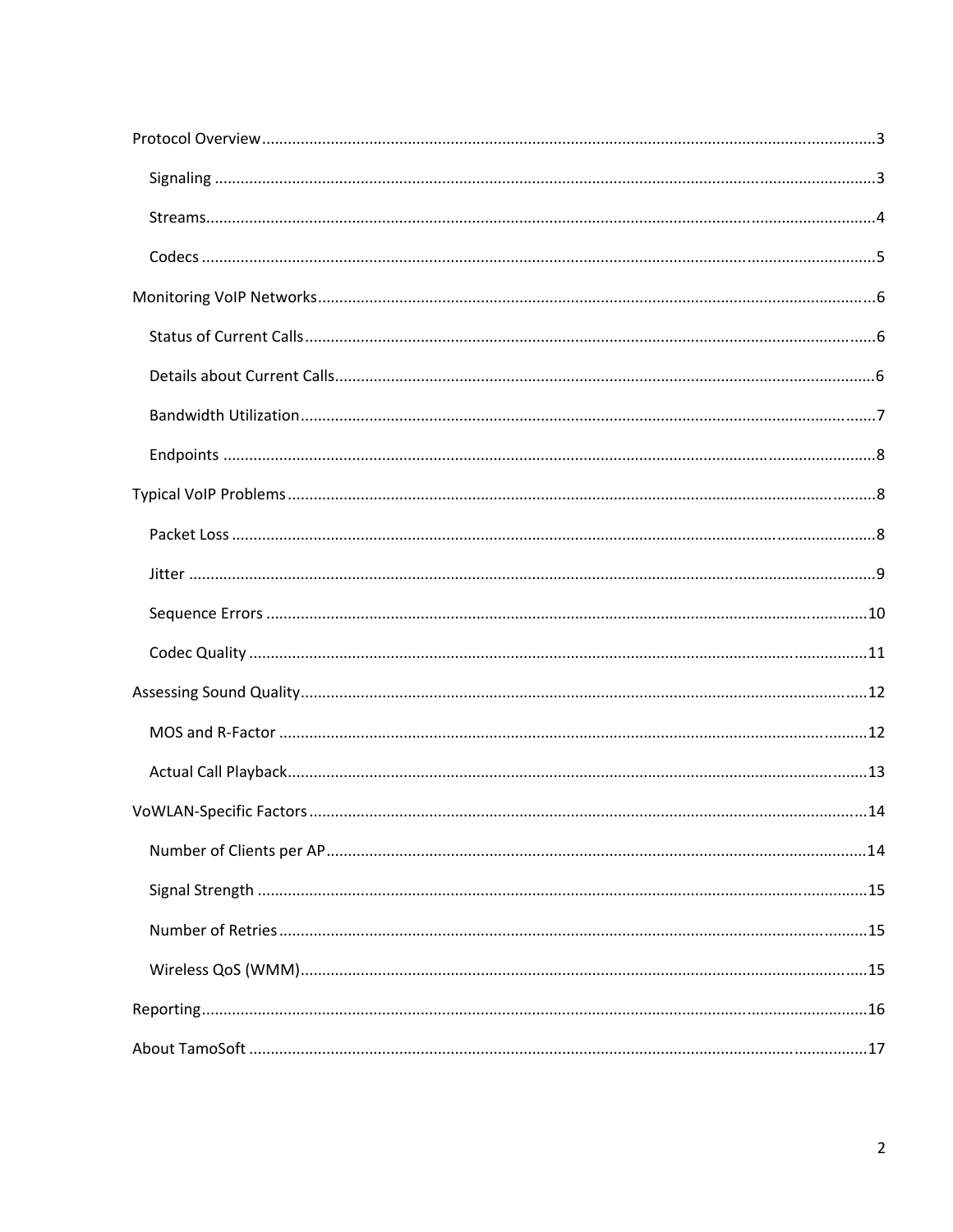Protocol Overview ........................................................................................................................3

- Signaling ........................................................................................................................3
- Streams........................................................................................................................4
- Codecs ........................................................................................................................5

Monitoring VoIP Networks........................................................................................................................6

- Status of Current Calls........................................................................................................................6
- Details about Current Calls........................................................................................................................6
- Bandwidth Utilization........................................................................................................................7
- Endpoints ........................................................................................................................8

Typical VoIP Problems........................................................................................................................8

- Packet Loss ........................................................................................................................8
- Jitter ........................................................................................................................9
- Sequence Errors ........................................................................................................................10
- Codec Quality ........................................................................................................................11

Assessing Sound Quality........................................................................................................................12

- MOS and R-Factor ........................................................................................................................12
- Actual Call Playback........................................................................................................................13

VoWLAN-Specific Factors ........................................................................................................................14

- Number of Clients per AP........................................................................................................................14
- Signal Strength ........................................................................................................................15
- Number of Retries........................................................................................................................15
- Wireless QoS (WMM)........................................................................................................................15

Reporting........................................................................................................................16

About TamoSoft ........................................................................................................................17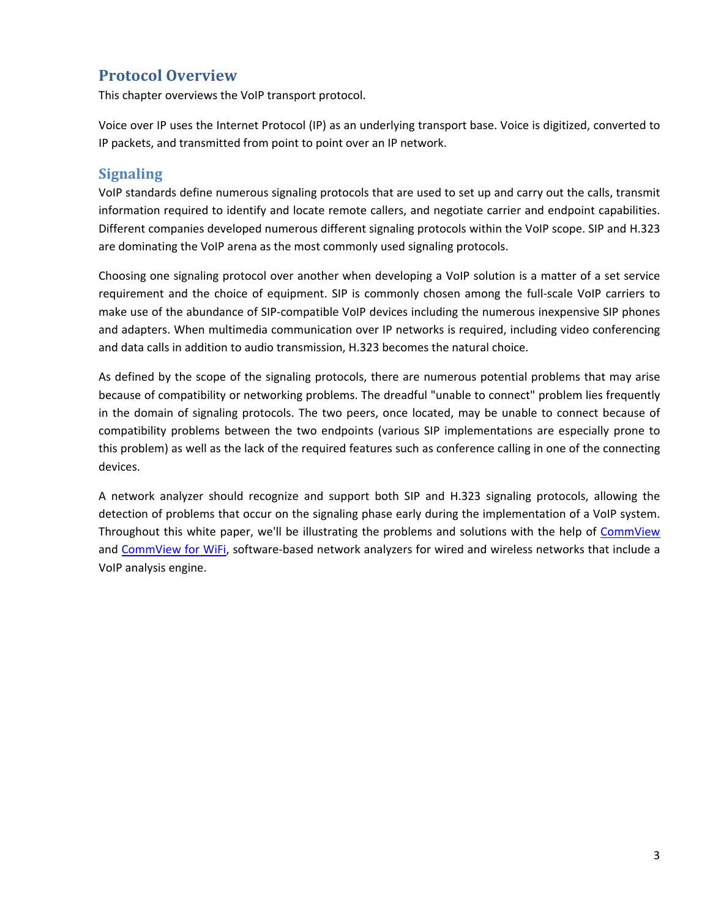## Protocol Overview

This chapter overviews the VoIP transport protocol.

Voice over IP uses the Internet Protocol (IP) as an underlying transport base. Voice is digitized, converted to IP packets, and transmitted from point to point over an IP network.

### Signaling

VoIP standards define numerous signaling protocols that are used to set up and carry out the calls, transmit information required to identify and locate remote callers, and negotiate carrier and endpoint capabilities. Different companies developed numerous different signaling protocols within the VoIP scope. SIP and H.323 are dominating the VoIP arena as the most commonly used signaling protocols.

Choosing one signaling protocol over another when developing a VoIP solution is a matter of a set service requirement and the choice of equipment. SIP is commonly chosen among the full-scale VoIP carriers to make use of the abundance of SIP-compatible VoIP devices including the numerous inexpensive SIP phones and adapters. When multimedia communication over IP networks is required, including video conferencing and data calls in addition to audio transmission, H.323 becomes the natural choice.

As defined by the scope of the signaling protocols, there are numerous potential problems that may arise because of compatibility or networking problems. The dreadful "unable to connect" problem lies frequently in the domain of signaling protocols. The two peers, once located, may be unable to connect because of compatibility problems between the two endpoints (various SIP implementations are especially prone to this problem) as well as the lack of the required features such as conference calling in one of the connecting devices.

A network analyzer should recognize and support both SIP and H.323 signaling protocols, allowing the detection of problems that occur on the signaling phase early during the implementation of a VoIP system. Throughout this white paper, we'll be illustrating the problems and solutions with the help of CommView and CommView for WiFi, software-based network analyzers for wired and wireless networks that include a VoIP analysis engine.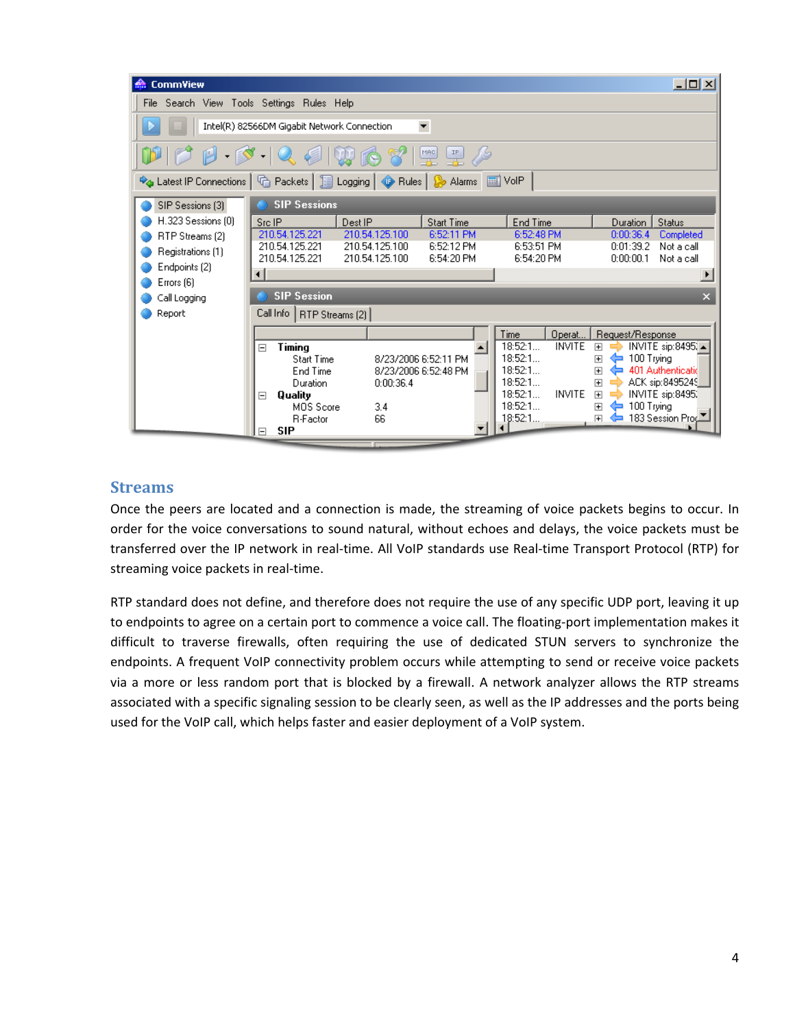## Streams

Once the peers are located and a connection is made, the streaming of voice packets begins to occur. In order for the voice conversations to sound natural, without echoes and delays, the voice packets must be transferred over the IP network in real-time. All VoIP standards use Real-time Transport Protocol (RTP) for streaming voice packets in real-time.

RTP standard does not define, and therefore does not require the use of any specific UDP port, leaving it up to endpoints to agree on a certain port to commence a voice call. The floating-port implementation makes it difficult to traverse firewalls, often requiring the use of dedicated STUN servers to synchronize the endpoints. A frequent VoIP connectivity problem occurs while attempting to send or receive voice packets via a more or less random port that is blocked by a firewall. A network analyzer allows the RTP streams associated with a specific signaling session to be clearly seen, as well as the IP addresses and the ports being used for the VoIP call, which helps faster and easier deployment of a VoIP system.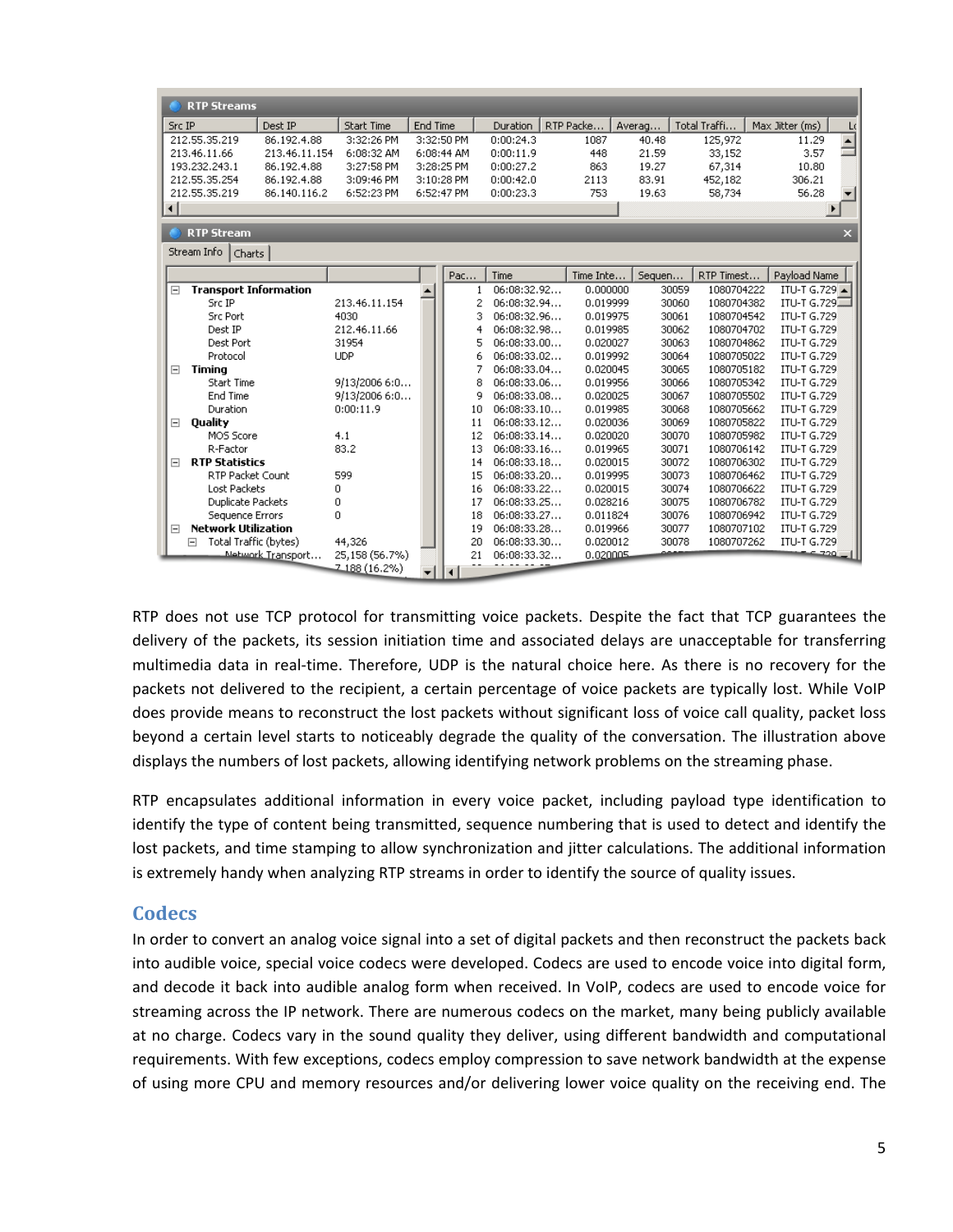RTP does not use TCP protocol for transmitting voice packets. Despite the fact that TCP guarantees the delivery of the packets, its session initiation time and associated delays are unacceptable for transferring multimedia data in real-time. Therefore, UDP is the natural choice here. As there is no recovery for the packets not delivered to the recipient, a certain percentage of voice packets are typically lost. While VoIP does provide means to reconstruct the lost packets without significant loss of voice call quality, packet loss beyond a certain level starts to noticeably degrade the quality of the conversation. The illustration above displays the numbers of lost packets, allowing identifying network problems on the streaming phase.

RTP encapsulates additional information in every voice packet, including payload type identification to identify the type of content being transmitted, sequence numbering that is used to detect and identify the lost packets, and time stamping to allow synchronization and jitter calculations. The additional information is extremely handy when analyzing RTP streams in order to identify the source of quality issues.

## Codecs

In order to convert an analog voice signal into a set of digital packets and then reconstruct the packets back into audible voice, special voice codecs were developed. Codecs are used to encode voice into digital form, and decode it back into audible analog form when received. In VoIP, codecs are used to encode voice for streaming across the IP network. There are numerous codecs on the market, many being publicly available at no charge. Codecs vary in the sound quality they deliver, using different bandwidth and computational requirements. With few exceptions, codecs employ compression to save network bandwidth at the expense of using more CPU and memory resources and/or delivering lower voice quality on the receiving end. The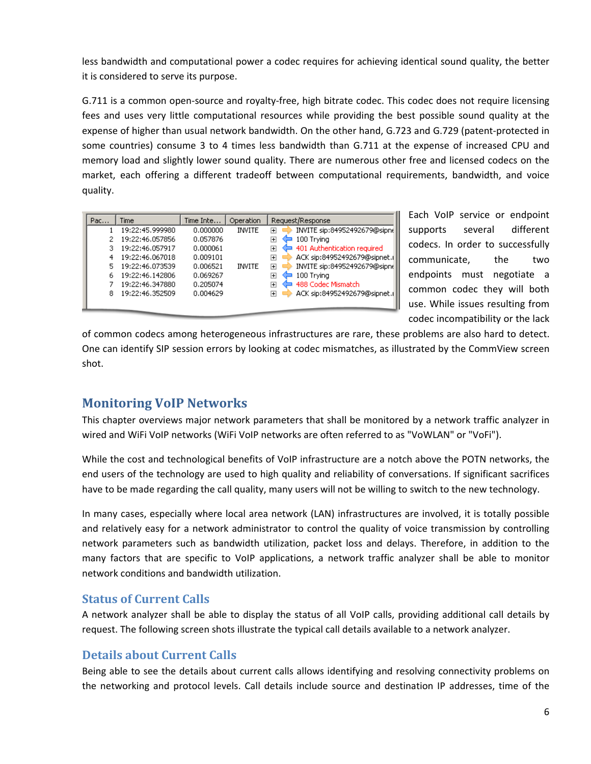less bandwidth and computational power a codec requires for achieving identical sound quality, the better it is considered to serve its purpose.

G.711 is a common open-source and royalty-free, high bitrate codec. This codec does not require licensing fees and uses very little computational resources while providing the best possible sound quality at the expense of higher than usual network bandwidth. On the other hand, G.723 and G.729 (patent-protected in some countries) consume 3 to 4 times less bandwidth than G.711 at the expense of increased CPU and memory load and slightly lower sound quality. There are numerous other free and licensed codecs on the market, each offering a different tradeoff between computational requirements, bandwidth, and voice quality.

| Pac... | Time | Time Inte... | Operation | Request/Response |
|---|---|---|---|---|
| 1 | 19:22:45.999980 | 0.000000 | INVITE | INVITE sip:84952492679@sipne |
| 2 | 19:22:46.057856 | 0.057876 | | 100 Trying |
| 3 | 19:22:46.057917 | 0.000061 | | 401 Authentication required |
| 4 | 19:22:46.067018 | 0.009101 | | ACK sip:84952492679@sipnet.i |
| 5 | 19:22:46.073539 | 0.006521 | INVITE | INVITE sip:84952492679@sipne |
| 6 | 19:22:46.142806 | 0.069267 | | 100 Trying |
| 7 | 19:22:46.347880 | 0.205074 | | 488 Codec Mismatch |
| 8 | 19:22:46.352509 | 0.004629 | | ACK sip:84952492679@sipnet.i |

Each VoIP service or endpoint supports several different codecs. In order to successfully communicate, the two endpoints must negotiate a common codec they will both use. While issues resulting from codec incompatibility or the lack of common codecs among heterogeneous infrastructures are rare, these problems are also hard to detect. One can identify SIP session errors by looking at codec mismatches, as illustrated by the CommView screen shot.

## Monitoring VoIP Networks

This chapter overviews major network parameters that shall be monitored by a network traffic analyzer in wired and WiFi VoIP networks (WiFi VoIP networks are often referred to as "VoWLAN" or "VoFi").

While the cost and technological benefits of VoIP infrastructure are a notch above the POTN networks, the end users of the technology are used to high quality and reliability of conversations. If significant sacrifices have to be made regarding the call quality, many users will not be willing to switch to the new technology.

In many cases, especially where local area network (LAN) infrastructures are involved, it is totally possible and relatively easy for a network administrator to control the quality of voice transmission by controlling network parameters such as bandwidth utilization, packet loss and delays. Therefore, in addition to the many factors that are specific to VoIP applications, a network traffic analyzer shall be able to monitor network conditions and bandwidth utilization.

### Status of Current Calls

A network analyzer shall be able to display the status of all VoIP calls, providing additional call details by request. The following screen shots illustrate the typical call details available to a network analyzer.

### Details about Current Calls

Being able to see the details about current calls allows identifying and resolving connectivity problems on the networking and protocol levels. Call details include source and destination IP addresses, time of the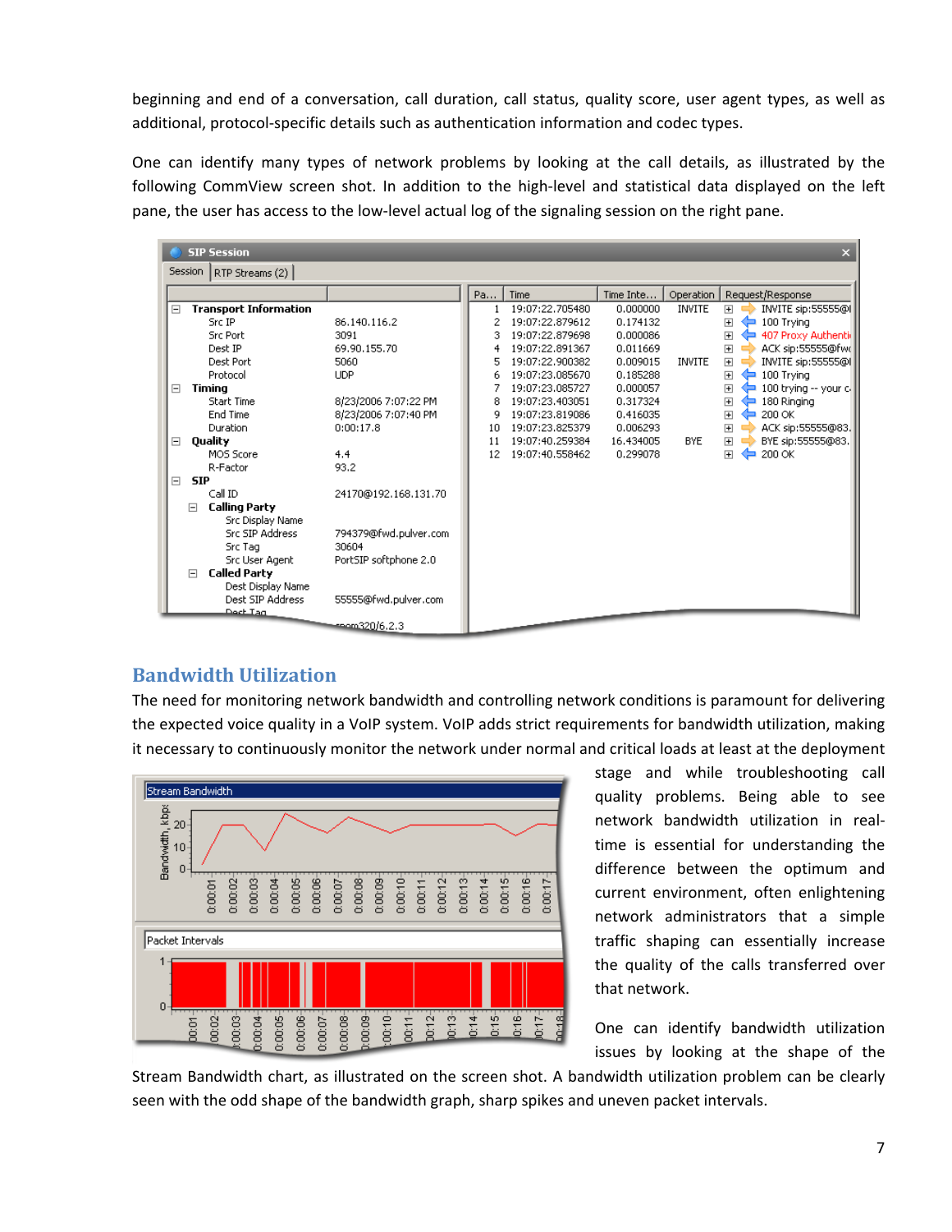beginning and end of a conversation, call duration, call status, quality score, user agent types, as well as additional, protocol-specific details such as authentication information and codec types.

One can identify many types of network problems by looking at the call details, as illustrated by the following CommView screen shot. In addition to the high-level and statistical data displayed on the left pane, the user has access to the low-level actual log of the signaling session on the right pane.

## Bandwidth Utilization

The need for monitoring network bandwidth and controlling network conditions is paramount for delivering the expected voice quality in a VoIP system. VoIP adds strict requirements for bandwidth utilization, making it necessary to continuously monitor the network under normal and critical loads at least at the deployment stage and while troubleshooting call quality problems. Being able to see network bandwidth utilization in real-time is essential for understanding the difference between the optimum and current environment, often enlightening network administrators that a simple traffic shaping can essentially increase the quality of the calls transferred over that network.

One can identify bandwidth utilization issues by looking at the shape of the Stream Bandwidth chart, as illustrated on the screen shot. A bandwidth utilization problem can be clearly seen with the odd shape of the bandwidth graph, sharp spikes and uneven packet intervals.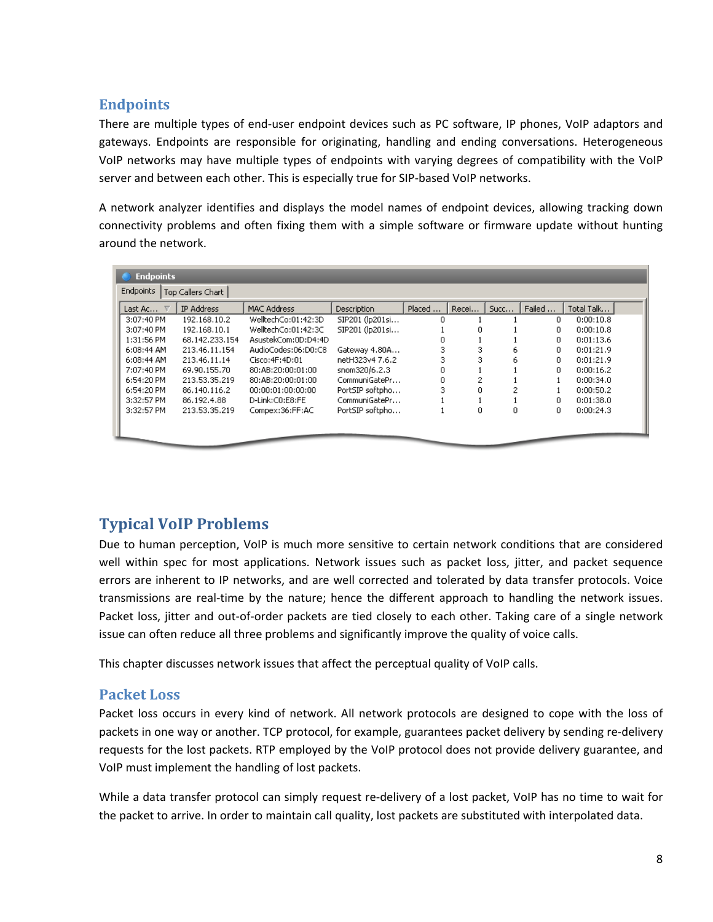## Endpoints

There are multiple types of end-user endpoint devices such as PC software, IP phones, VoIP adaptors and gateways. Endpoints are responsible for originating, handling and ending conversations. Heterogeneous VoIP networks may have multiple types of endpoints with varying degrees of compatibility with the VoIP server and between each other. This is especially true for SIP-based VoIP networks.

A network analyzer identifies and displays the model names of endpoint devices, allowing tracking down connectivity problems and often fixing them with a simple software or firmware update without hunting around the network.

| Last Ac... | IP Address | MAC Address | Description | Placed ... | Recei... | Succ... | Failed ... | Total Talk... |
|---|---|---|---|---|---|---|---|---|
| 3:07:40 PM | 192.168.10.2 | WelltechCo:01:42:3D | SIP201 (lp201si... | 0 | 1 | 1 | 0 | 0:00:10.8 |
| 3:07:40 PM | 192.168.10.1 | WelltechCo:01:42:3C | SIP201 (lp201si... | 1 | 0 | 1 | 0 | 0:00:10.8 |
| 1:31:56 PM | 68.142.233.154 | AsustekCom:0D:D4:4D | | 0 | 1 | 1 | 0 | 0:01:13.6 |
| 6:08:44 AM | 213.46.11.154 | AudioCodes:06:D0:C8 | Gateway 4.80A... | 3 | 3 | 6 | 0 | 0:01:21.9 |
| 6:08:44 AM | 213.46.11.14 | Cisco:4F:4D:01 | netH323v4 7.6.2 | 3 | 3 | 6 | 0 | 0:01:21.9 |
| 7:07:40 PM | 69.90.155.70 | 80:AB:20:00:01:00 | snom320/6.2.3 | 0 | 1 | 1 | 0 | 0:00:16.2 |
| 6:54:20 PM | 213.53.35.219 | 80:AB:20:00:01:00 | CommuniGatePr... | 0 | 2 | 1 | 1 | 0:00:34.0 |
| 6:54:20 PM | 86.140.116.2 | 00:00:01:00:00:00 | PortSIP softpho... | 3 | 0 | 2 | 1 | 0:00:50.2 |
| 3:32:57 PM | 86.192.4.88 | D-Link:C0:E8:FE | CommuniGatePr... | 1 | 1 | 1 | 0 | 0:01:38.0 |
| 3:32:57 PM | 213.53.35.219 | Compex:36:FF:AC | PortSIP softpho... | 1 | 0 | 0 | 0 | 0:00:24.3 |

# Typical VoIP Problems

Due to human perception, VoIP is much more sensitive to certain network conditions that are considered well within spec for most applications. Network issues such as packet loss, jitter, and packet sequence errors are inherent to IP networks, and are well corrected and tolerated by data transfer protocols. Voice transmissions are real-time by the nature; hence the different approach to handling the network issues. Packet loss, jitter and out-of-order packets are tied closely to each other. Taking care of a single network issue can often reduce all three problems and significantly improve the quality of voice calls.

This chapter discusses network issues that affect the perceptual quality of VoIP calls.

## Packet Loss

Packet loss occurs in every kind of network. All network protocols are designed to cope with the loss of packets in one way or another. TCP protocol, for example, guarantees packet delivery by sending re-delivery requests for the lost packets. RTP employed by the VoIP protocol does not provide delivery guarantee, and VoIP must implement the handling of lost packets.

While a data transfer protocol can simply request re-delivery of a lost packet, VoIP has no time to wait for the packet to arrive. In order to maintain call quality, lost packets are substituted with interpolated data.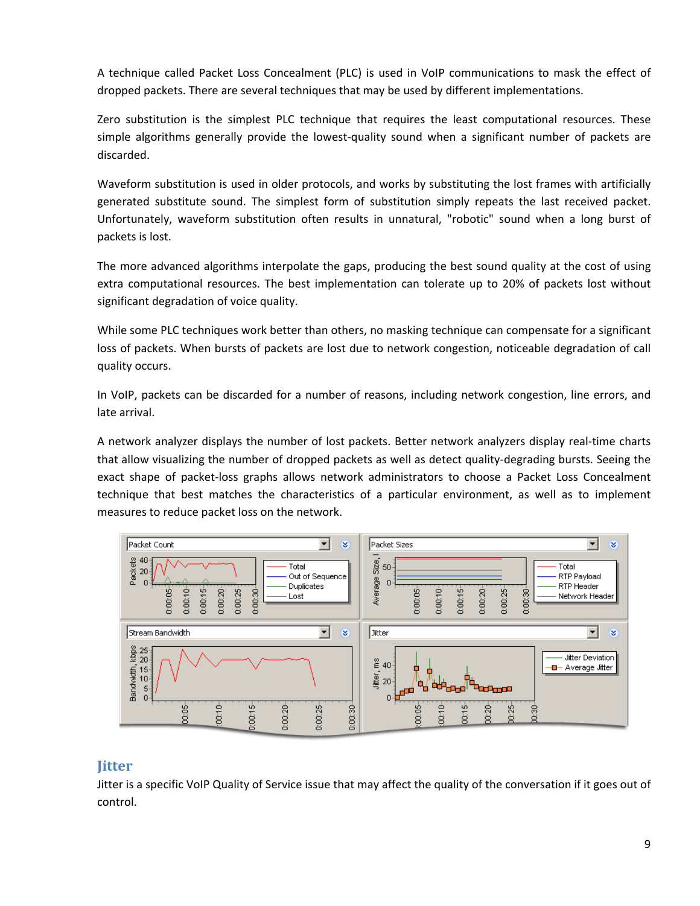A technique called Packet Loss Concealment (PLC) is used in VoIP communications to mask the effect of dropped packets. There are several techniques that may be used by different implementations.

Zero substitution is the simplest PLC technique that requires the least computational resources. These simple algorithms generally provide the lowest-quality sound when a significant number of packets are discarded.

Waveform substitution is used in older protocols, and works by substituting the lost frames with artificially generated substitute sound. The simplest form of substitution simply repeats the last received packet. Unfortunately, waveform substitution often results in unnatural, "robotic" sound when a long burst of packets is lost.

The more advanced algorithms interpolate the gaps, producing the best sound quality at the cost of using extra computational resources. The best implementation can tolerate up to 20% of packets lost without significant degradation of voice quality.

While some PLC techniques work better than others, no masking technique can compensate for a significant loss of packets. When bursts of packets are lost due to network congestion, noticeable degradation of call quality occurs.

In VoIP, packets can be discarded for a number of reasons, including network congestion, line errors, and late arrival.

A network analyzer displays the number of lost packets. Better network analyzers display real-time charts that allow visualizing the number of dropped packets as well as detect quality-degrading bursts. Seeing the exact shape of packet-loss graphs allows network administrators to choose a Packet Loss Concealment technique that best matches the characteristics of a particular environment, as well as to implement measures to reduce packet loss on the network.

## Jitter

Jitter is a specific VoIP Quality of Service issue that may affect the quality of the conversation if it goes out of control.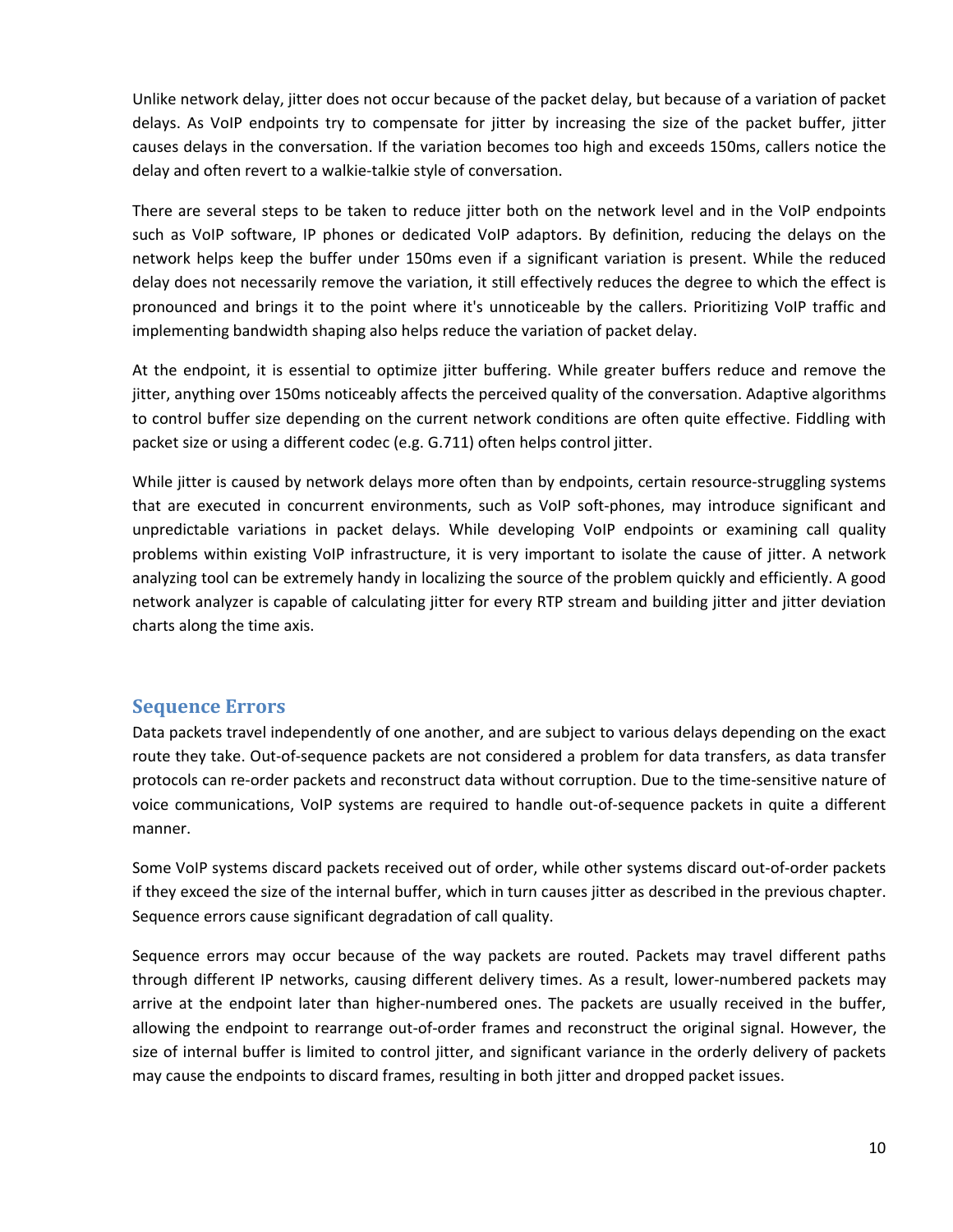Unlike network delay, jitter does not occur because of the packet delay, but because of a variation of packet delays. As VoIP endpoints try to compensate for jitter by increasing the size of the packet buffer, jitter causes delays in the conversation. If the variation becomes too high and exceeds 150ms, callers notice the delay and often revert to a walkie-talkie style of conversation.

There are several steps to be taken to reduce jitter both on the network level and in the VoIP endpoints such as VoIP software, IP phones or dedicated VoIP adaptors. By definition, reducing the delays on the network helps keep the buffer under 150ms even if a significant variation is present. While the reduced delay does not necessarily remove the variation, it still effectively reduces the degree to which the effect is pronounced and brings it to the point where it's unnoticeable by the callers. Prioritizing VoIP traffic and implementing bandwidth shaping also helps reduce the variation of packet delay.

At the endpoint, it is essential to optimize jitter buffering. While greater buffers reduce and remove the jitter, anything over 150ms noticeably affects the perceived quality of the conversation. Adaptive algorithms to control buffer size depending on the current network conditions are often quite effective. Fiddling with packet size or using a different codec (e.g. G.711) often helps control jitter.

While jitter is caused by network delays more often than by endpoints, certain resource-struggling systems that are executed in concurrent environments, such as VoIP soft-phones, may introduce significant and unpredictable variations in packet delays. While developing VoIP endpoints or examining call quality problems within existing VoIP infrastructure, it is very important to isolate the cause of jitter. A network analyzing tool can be extremely handy in localizing the source of the problem quickly and efficiently. A good network analyzer is capable of calculating jitter for every RTP stream and building jitter and jitter deviation charts along the time axis.

## Sequence Errors

Data packets travel independently of one another, and are subject to various delays depending on the exact route they take. Out-of-sequence packets are not considered a problem for data transfers, as data transfer protocols can re-order packets and reconstruct data without corruption. Due to the time-sensitive nature of voice communications, VoIP systems are required to handle out-of-sequence packets in quite a different manner.

Some VoIP systems discard packets received out of order, while other systems discard out-of-order packets if they exceed the size of the internal buffer, which in turn causes jitter as described in the previous chapter. Sequence errors cause significant degradation of call quality.

Sequence errors may occur because of the way packets are routed. Packets may travel different paths through different IP networks, causing different delivery times. As a result, lower-numbered packets may arrive at the endpoint later than higher-numbered ones. The packets are usually received in the buffer, allowing the endpoint to rearrange out-of-order frames and reconstruct the original signal. However, the size of internal buffer is limited to control jitter, and significant variance in the orderly delivery of packets may cause the endpoints to discard frames, resulting in both jitter and dropped packet issues.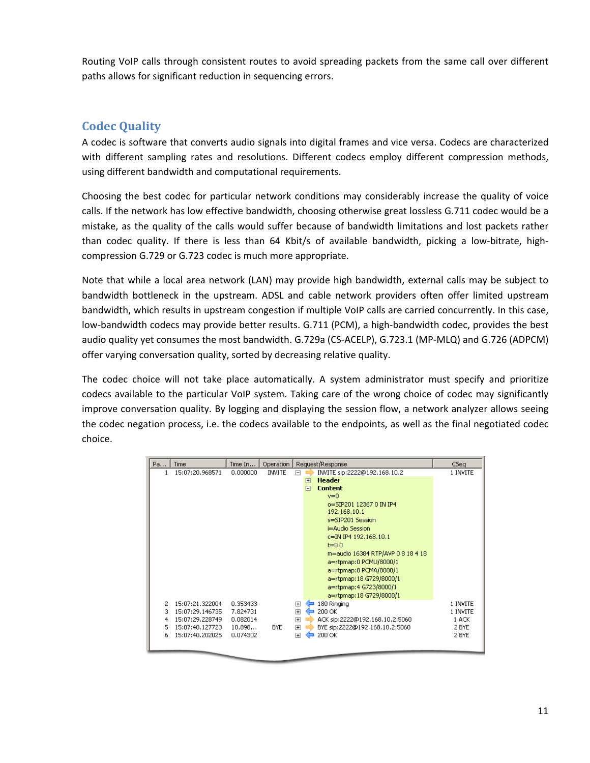Routing VoIP calls through consistent routes to avoid spreading packets from the same call over different paths allows for significant reduction in sequencing errors.

## Codec Quality

A codec is software that converts audio signals into digital frames and vice versa. Codecs are characterized with different sampling rates and resolutions. Different codecs employ different compression methods, using different bandwidth and computational requirements.

Choosing the best codec for particular network conditions may considerably increase the quality of voice calls. If the network has low effective bandwidth, choosing otherwise great lossless G.711 codec would be a mistake, as the quality of the calls would suffer because of bandwidth limitations and lost packets rather than codec quality. If there is less than 64 Kbit/s of available bandwidth, picking a low-bitrate, high-compression G.729 or G.723 codec is much more appropriate.

Note that while a local area network (LAN) may provide high bandwidth, external calls may be subject to bandwidth bottleneck in the upstream. ADSL and cable network providers often offer limited upstream bandwidth, which results in upstream congestion if multiple VoIP calls are carried concurrently. In this case, low-bandwidth codecs may provide better results. G.711 (PCM), a high-bandwidth codec, provides the best audio quality yet consumes the most bandwidth. G.729a (CS-ACELP), G.723.1 (MP-MLQ) and G.726 (ADPCM) offer varying conversation quality, sorted by decreasing relative quality.

The codec choice will not take place automatically. A system administrator must specify and prioritize codecs available to the particular VoIP system. Taking care of the wrong choice of codec may significantly improve conversation quality. By logging and displaying the session flow, a network analyzer allows seeing the codec negation process, i.e. the codecs available to the endpoints, as well as the final negotiated codec choice.

| Pa... | Time | Time In... | Operation | Request/Response | CSeq |
|---|---|---|---|---|---|
| 1 | 15:07:20.968571 | 0.000000 | INVITE | INVITE sip:2222@192.168.10.2 | 1 INVITE |
| | | | | **Header** | |
| | | | | **Content** | |
| | | | | v=0 | |
| | | | | o=SIP201 12367 0 IN IP4 192.168.10.1 | |
| | | | | s=SIP201 Session | |
| | | | | i=Audio Session | |
| | | | | c=IN IP4 192.168.10.1 | |
| | | | | t=0 0 | |
| | | | | m=audio 16384 RTP/AVP 0 8 18 4 18 | |
| | | | | a=rtpmap:0 PCMU/8000/1 | |
| | | | | a=rtpmap:8 PCMA/8000/1 | |
| | | | | a=rtpmap:18 G729/8000/1 | |
| | | | | a=rtpmap:4 G723/8000/1 | |
| | | | | a=rtpmap:18 G729/8000/1 | |
| 2 | 15:07:21.322004 | 0.353433 | | 180 Ringing | 1 INVITE |
| 3 | 15:07:29.146735 | 7.824731 | | 200 OK | 1 INVITE |
| 4 | 15:07:29.228749 | 0.082014 | | ACK sip:2222@192.168.10.2:5060 | 1 ACK |
| 5 | 15:07:40.127723 | 10.898... | BYE | BYE sip:2222@192.168.10.2:5060 | 2 BYE |
| 6 | 15:07:40.202025 | 0.074302 | | 200 OK | 2 BYE |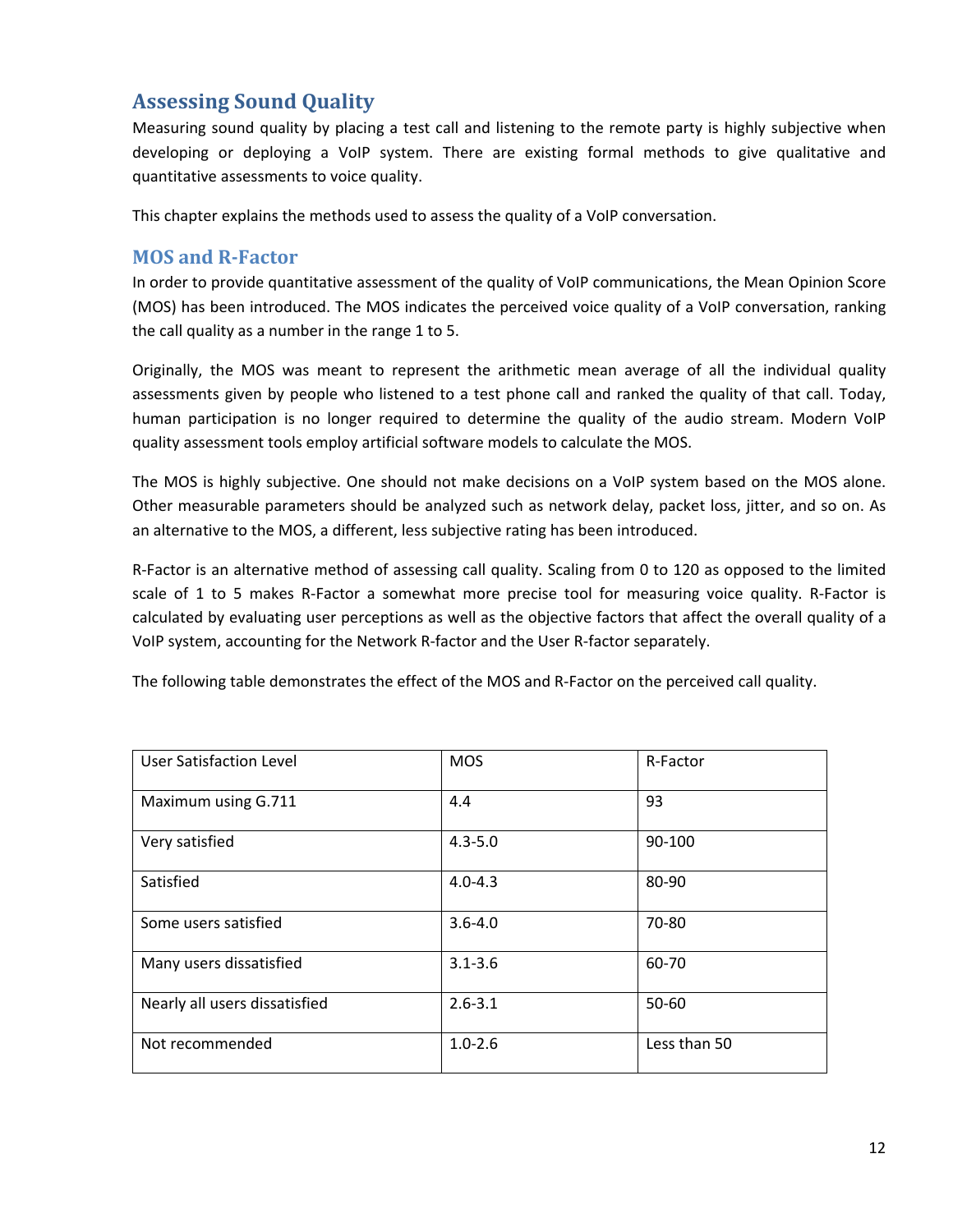# Assessing Sound Quality

Measuring sound quality by placing a test call and listening to the remote party is highly subjective when developing or deploying a VoIP system. There are existing formal methods to give qualitative and quantitative assessments to voice quality.

This chapter explains the methods used to assess the quality of a VoIP conversation.

## MOS and R-Factor

In order to provide quantitative assessment of the quality of VoIP communications, the Mean Opinion Score (MOS) has been introduced. The MOS indicates the perceived voice quality of a VoIP conversation, ranking the call quality as a number in the range 1 to 5.

Originally, the MOS was meant to represent the arithmetic mean average of all the individual quality assessments given by people who listened to a test phone call and ranked the quality of that call. Today, human participation is no longer required to determine the quality of the audio stream. Modern VoIP quality assessment tools employ artificial software models to calculate the MOS.

The MOS is highly subjective. One should not make decisions on a VoIP system based on the MOS alone. Other measurable parameters should be analyzed such as network delay, packet loss, jitter, and so on. As an alternative to the MOS, a different, less subjective rating has been introduced.

R-Factor is an alternative method of assessing call quality. Scaling from 0 to 120 as opposed to the limited scale of 1 to 5 makes R-Factor a somewhat more precise tool for measuring voice quality. R-Factor is calculated by evaluating user perceptions as well as the objective factors that affect the overall quality of a VoIP system, accounting for the Network R-factor and the User R-factor separately.

The following table demonstrates the effect of the MOS and R-Factor on the perceived call quality.

| User Satisfaction Level | MOS | R-Factor |
|---|---|---|
| Maximum using G.711 | 4.4 | 93 |
| Very satisfied | 4.3-5.0 | 90-100 |
| Satisfied | 4.0-4.3 | 80-90 |
| Some users satisfied | 3.6-4.0 | 70-80 |
| Many users dissatisfied | 3.1-3.6 | 60-70 |
| Nearly all users dissatisfied | 2.6-3.1 | 50-60 |
| Not recommended | 1.0-2.6 | Less than 50 |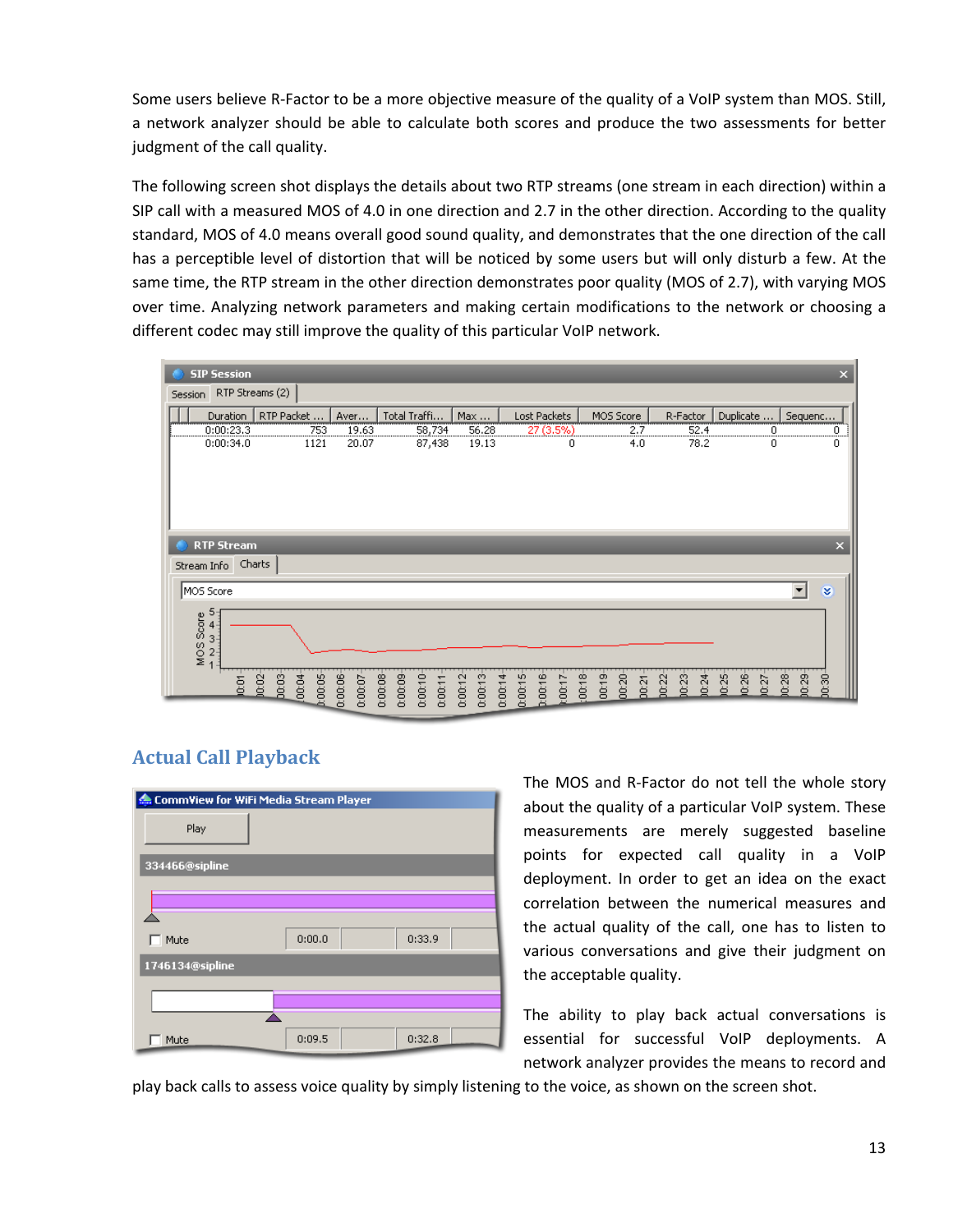Some users believe R-Factor to be a more objective measure of the quality of a VoIP system than MOS. Still, a network analyzer should be able to calculate both scores and produce the two assessments for better judgment of the call quality.

The following screen shot displays the details about two RTP streams (one stream in each direction) within a SIP call with a measured MOS of 4.0 in one direction and 2.7 in the other direction. According to the quality standard, MOS of 4.0 means overall good sound quality, and demonstrates that the one direction of the call has a perceptible level of distortion that will be noticed by some users but will only disturb a few. At the same time, the RTP stream in the other direction demonstrates poor quality (MOS of 2.7), with varying MOS over time. Analyzing network parameters and making certain modifications to the network or choosing a different codec may still improve the quality of this particular VoIP network.

| Duration | RTP Packet ... | Aver... | Total Traffi... | Max ... | Lost Packets | MOS Score | R-Factor | Duplicate ... | Sequenc... |
|---|---|---|---|---|---|---|---|---|---|
| 0:00:23.3 | 753 | 19.63 | 58,734 | 56.28 | 27 (3.5%) | 2.7 | 52.4 | 0 | 0 |
| 0:00:34.0 | 1121 | 20.07 | 87,438 | 19.13 | 0 | 4.0 | 78.2 | 0 | 0 |

## Actual Call Playback

The MOS and R-Factor do not tell the whole story about the quality of a particular VoIP system. These measurements are merely suggested baseline points for expected call quality in a VoIP deployment. In order to get an idea on the exact correlation between the numerical measures and the actual quality of the call, one has to listen to various conversations and give their judgment on the acceptable quality.

The ability to play back actual conversations is essential for successful VoIP deployments. A network analyzer provides the means to record and play back calls to assess voice quality by simply listening to the voice, as shown on the screen shot.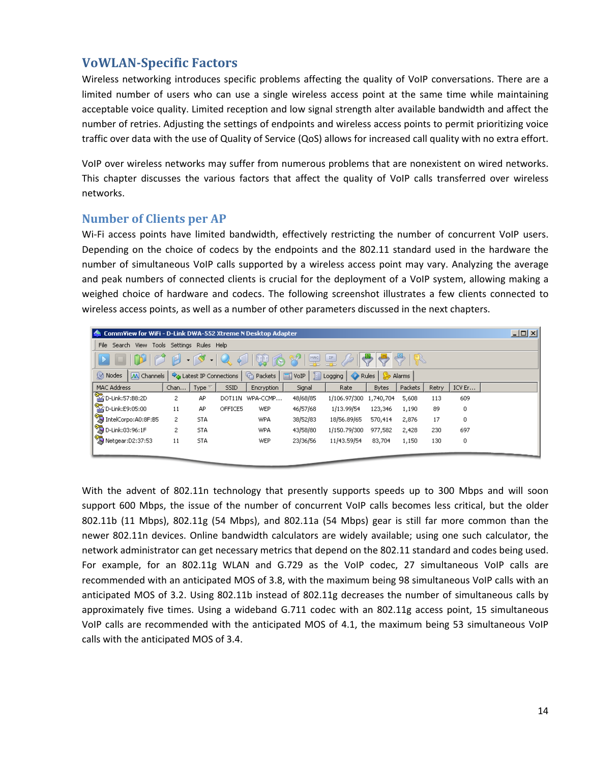## VoWLAN-Specific Factors

Wireless networking introduces specific problems affecting the quality of VoIP conversations. There are a limited number of users who can use a single wireless access point at the same time while maintaining acceptable voice quality. Limited reception and low signal strength alter available bandwidth and affect the number of retries. Adjusting the settings of endpoints and wireless access points to permit prioritizing voice traffic over data with the use of Quality of Service (QoS) allows for increased call quality with no extra effort.

VoIP over wireless networks may suffer from numerous problems that are nonexistent on wired networks. This chapter discusses the various factors that affect the quality of VoIP calls transferred over wireless networks.

### Number of Clients per AP

Wi-Fi access points have limited bandwidth, effectively restricting the number of concurrent VoIP users. Depending on the choice of codecs by the endpoints and the 802.11 standard used in the hardware the number of simultaneous VoIP calls supported by a wireless access point may vary. Analyzing the average and peak numbers of connected clients is crucial for the deployment of a VoIP system, allowing making a weighed choice of hardware and codecs. The following screenshot illustrates a few clients connected to wireless access points, as well as a number of other parameters discussed in the next chapters.

CommView for WiFi - D-Link DWA-552 Xtreme N Desktop Adapter

| MAC Address | Chan... | Type | SSID | Encryption | Signal | Rate | Bytes | Packets | Retry | ICV Er... |
|---|---|---|---|---|---|---|---|---|---|---|
| D-Link:57:B8:2D | 2 | AP | DOT11N | WPA-CCMP... | 48/68/85 | 1/106.97/300 | 1,740,704 | 5,608 | 113 | 609 |
| D-Link:E9:05:00 | 11 | AP | OFFICE5 | WEP | 46/57/68 | 1/13.99/54 | 123,346 | 1,190 | 89 | 0 |
| IntelCorpo:A0:8F:B5 | 2 | STA | | WPA | 38/52/83 | 18/56.89/65 | 570,414 | 2,876 | 17 | 0 |
| D-Link:03:96:1F | 2 | STA | | WPA | 43/58/80 | 1/150.79/300 | 977,582 | 2,428 | 230 | 697 |
| Netgear:D2:37:53 | 11 | STA | | WEP | 23/36/56 | 11/43.59/54 | 83,704 | 1,150 | 130 | 0 |

With the advent of 802.11n technology that presently supports speeds up to 300 Mbps and will soon support 600 Mbps, the issue of the number of concurrent VoIP calls becomes less critical, but the older 802.11b (11 Mbps), 802.11g (54 Mbps), and 802.11a (54 Mbps) gear is still far more common than the newer 802.11n devices. Online bandwidth calculators are widely available; using one such calculator, the network administrator can get necessary metrics that depend on the 802.11 standard and codes being used. For example, for an 802.11g WLAN and G.729 as the VoIP codec, 27 simultaneous VoIP calls are recommended with an anticipated MOS of 3.8, with the maximum being 98 simultaneous VoIP calls with an anticipated MOS of 3.2. Using 802.11b instead of 802.11g decreases the number of simultaneous calls by approximately five times. Using a wideband G.711 codec with an 802.11g access point, 15 simultaneous VoIP calls are recommended with the anticipated MOS of 4.1, the maximum being 53 simultaneous VoIP calls with the anticipated MOS of 3.4.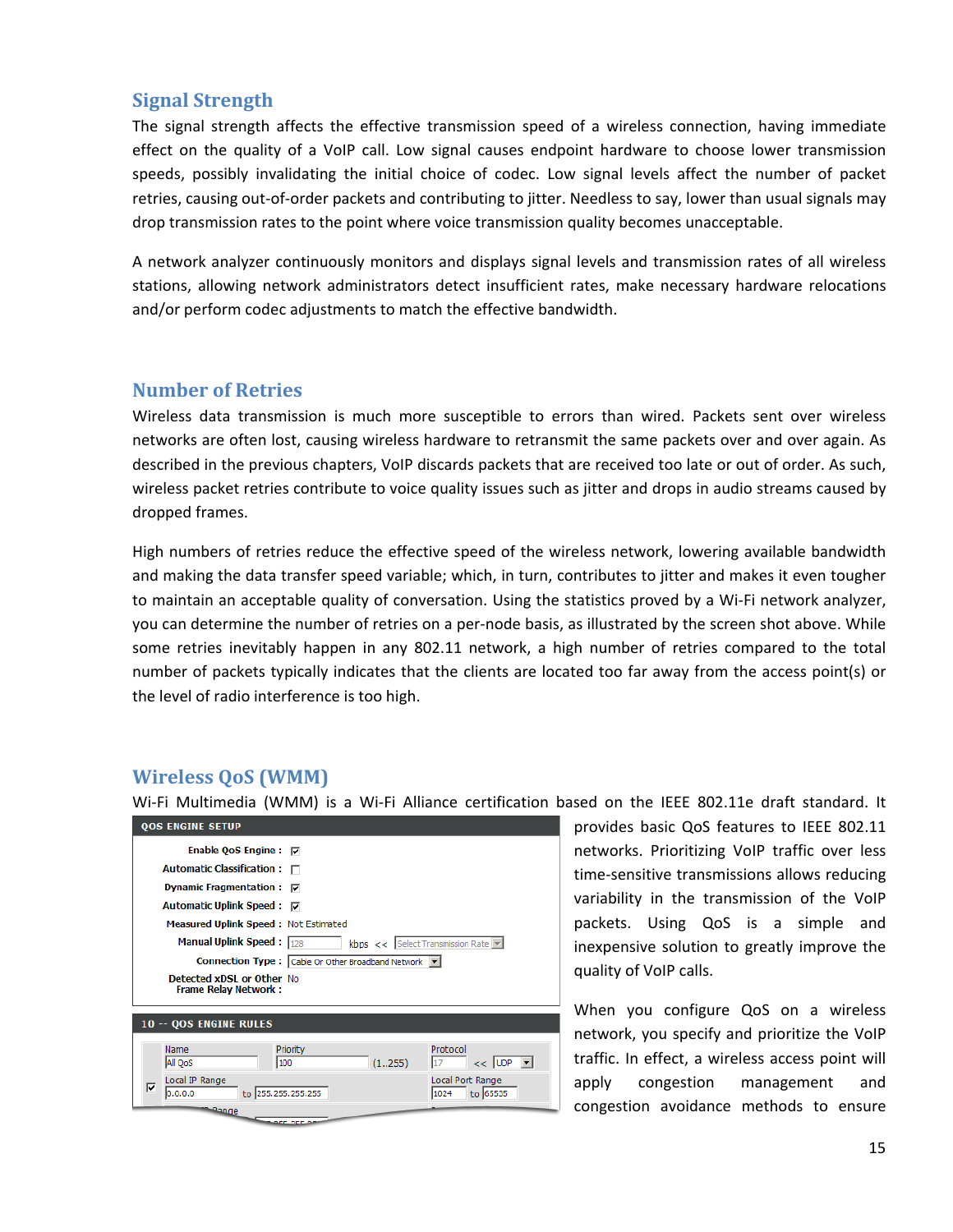## Signal Strength

The signal strength affects the effective transmission speed of a wireless connection, having immediate effect on the quality of a VoIP call. Low signal causes endpoint hardware to choose lower transmission speeds, possibly invalidating the initial choice of codec. Low signal levels affect the number of packet retries, causing out-of-order packets and contributing to jitter. Needless to say, lower than usual signals may drop transmission rates to the point where voice transmission quality becomes unacceptable.

A network analyzer continuously monitors and displays signal levels and transmission rates of all wireless stations, allowing network administrators detect insufficient rates, make necessary hardware relocations and/or perform codec adjustments to match the effective bandwidth.

## Number of Retries

Wireless data transmission is much more susceptible to errors than wired. Packets sent over wireless networks are often lost, causing wireless hardware to retransmit the same packets over and over again. As described in the previous chapters, VoIP discards packets that are received too late or out of order. As such, wireless packet retries contribute to voice quality issues such as jitter and drops in audio streams caused by dropped frames.

High numbers of retries reduce the effective speed of the wireless network, lowering available bandwidth and making the data transfer speed variable; which, in turn, contributes to jitter and makes it even tougher to maintain an acceptable quality of conversation. Using the statistics proved by a Wi-Fi network analyzer, you can determine the number of retries on a per-node basis, as illustrated by the screen shot above. While some retries inevitably happen in any 802.11 network, a high number of retries compared to the total number of packets typically indicates that the clients are located too far away from the access point(s) or the level of radio interference is too high.

## Wireless QoS (WMM)

Wi-Fi Multimedia (WMM) is a Wi-Fi Alliance certification based on the IEEE 802.11e draft standard. It provides basic QoS features to IEEE 802.11 networks. Prioritizing VoIP traffic over less time-sensitive transmissions allows reducing variability in the transmission of the VoIP packets. Using QoS is a simple and inexpensive solution to greatly improve the quality of VoIP calls.

When you configure QoS on a wireless network, you specify and prioritize the VoIP traffic. In effect, a wireless access point will apply congestion management and congestion avoidance methods to ensure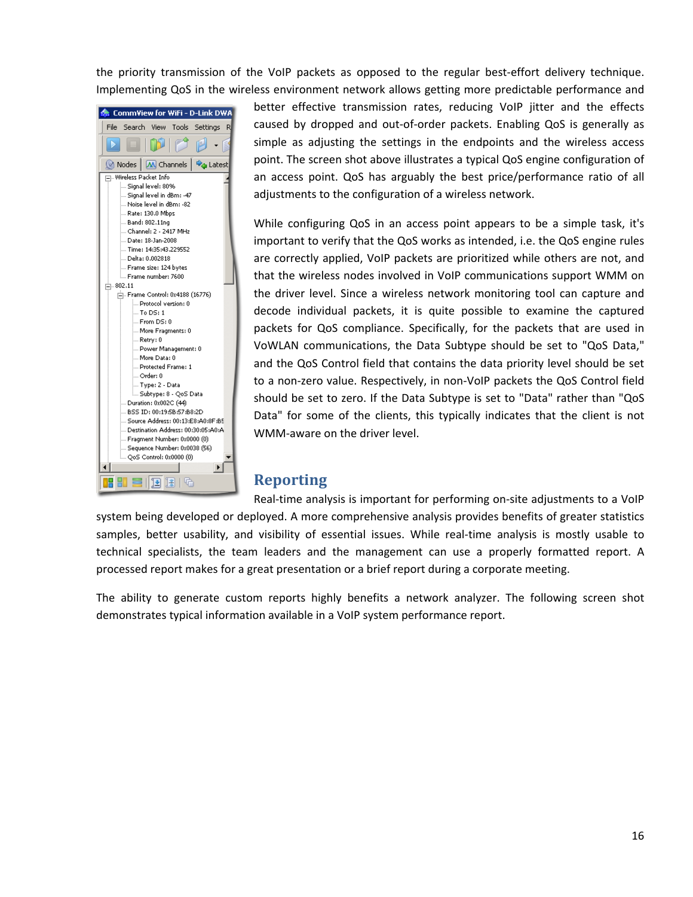the priority transmission of the VoIP packets as opposed to the regular best-effort delivery technique. Implementing QoS in the wireless environment network allows getting more predictable performance and better effective transmission rates, reducing VoIP jitter and the effects caused by dropped and out-of-order packets. Enabling QoS is generally as simple as adjusting the settings in the endpoints and the wireless access point. The screen shot above illustrates a typical QoS engine configuration of an access point. QoS has arguably the best price/performance ratio of all adjustments to the configuration of a wireless network.

While configuring QoS in an access point appears to be a simple task, it's important to verify that the QoS works as intended, i.e. the QoS engine rules are correctly applied, VoIP packets are prioritized while others are not, and that the wireless nodes involved in VoIP communications support WMM on the driver level. Since a wireless network monitoring tool can capture and decode individual packets, it is quite possible to examine the captured packets for QoS compliance. Specifically, for the packets that are used in VoWLAN communications, the Data Subtype should be set to "QoS Data," and the QoS Control field that contains the data priority level should be set to a non-zero value. Respectively, in non-VoIP packets the QoS Control field should be set to zero. If the Data Subtype is set to "Data" rather than "QoS Data" for some of the clients, this typically indicates that the client is not WMM-aware on the driver level.

## Reporting

Real-time analysis is important for performing on-site adjustments to a VoIP system being developed or deployed. A more comprehensive analysis provides benefits of greater statistics samples, better usability, and visibility of essential issues. While real-time analysis is mostly usable to technical specialists, the team leaders and the management can use a properly formatted report. A processed report makes for a great presentation or a brief report during a corporate meeting.

The ability to generate custom reports highly benefits a network analyzer. The following screen shot demonstrates typical information available in a VoIP system performance report.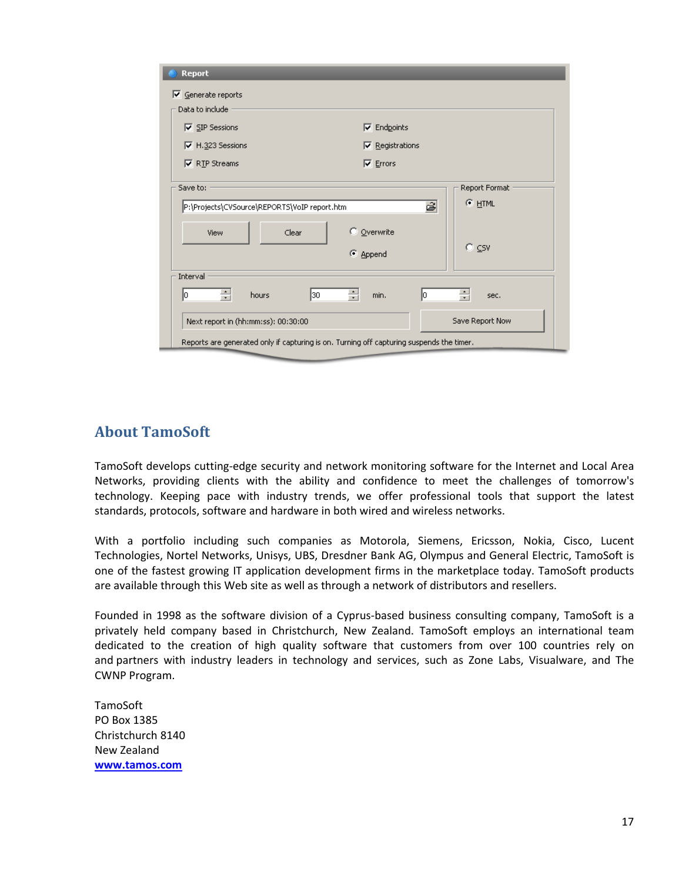## About TamoSoft

TamoSoft develops cutting-edge security and network monitoring software for the Internet and Local Area Networks, providing clients with the ability and confidence to meet the challenges of tomorrow's technology. Keeping pace with industry trends, we offer professional tools that support the latest standards, protocols, software and hardware in both wired and wireless networks.

With a portfolio including such companies as Motorola, Siemens, Ericsson, Nokia, Cisco, Lucent Technologies, Nortel Networks, Unisys, UBS, Dresdner Bank AG, Olympus and General Electric, TamoSoft is one of the fastest growing IT application development firms in the marketplace today. TamoSoft products are available through this Web site as well as through a network of distributors and resellers.

Founded in 1998 as the software division of a Cyprus-based business consulting company, TamoSoft is a privately held company based in Christchurch, New Zealand. TamoSoft employs an international team dedicated to the creation of high quality software that customers from over 100 countries rely on and partners with industry leaders in technology and services, such as Zone Labs, Visualware, and The CWNP Program.

TamoSoft
PO Box 1385
Christchurch 8140
New Zealand
[www.tamos.com](http://www.tamos.com)